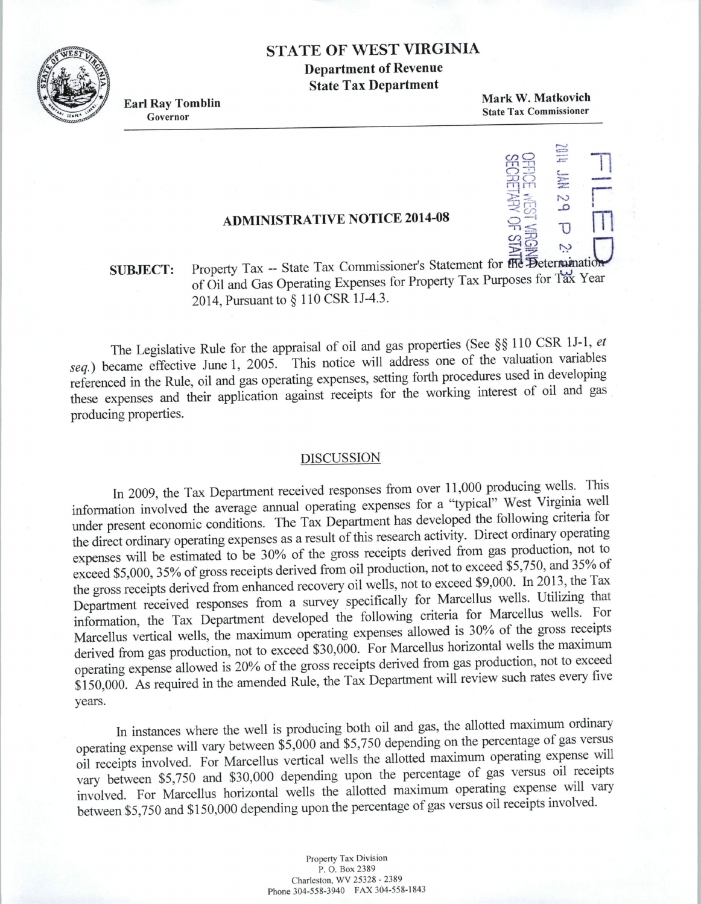## STATE OF WEST VIRGINIA

**Department of Revenue**
**State Tax Department**

**Earl Ray Tomblin**
Governor

**Mark W. Matkovich**
State Tax Commissioner

FILED
2014 JAN 29 P 2:33
OFFICE WEST VIRGINIA
SECRETARY OF STATE

## ADMINISTRATIVE NOTICE 2014-08

**SUBJECT:** Property Tax -- State Tax Commissioner's Statement for the Determination of Oil and Gas Operating Expenses for Property Tax Purposes for Tax Year 2014, Pursuant to § 110 CSR 1J-4.3.

The Legislative Rule for the appraisal of oil and gas properties (See §§ 110 CSR 1J-1, *et seq.*) became effective June 1, 2005. This notice will address one of the valuation variables referenced in the Rule, oil and gas operating expenses, setting forth procedures used in developing these expenses and their application against receipts for the working interest of oil and gas producing properties.

### DISCUSSION

In 2009, the Tax Department received responses from over 11,000 producing wells. This information involved the average annual operating expenses for a "typical" West Virginia well under present economic conditions. The Tax Department has developed the following criteria for the direct ordinary operating expenses as a result of this research activity. Direct ordinary operating expenses will be estimated to be 30% of the gross receipts derived from gas production, not to exceed $5,000, 35% of gross receipts derived from oil production, not to exceed $5,750, and 35% of the gross receipts derived from enhanced recovery oil wells, not to exceed $9,000. In 2013, the Tax Department received responses from a survey specifically for Marcellus wells. Utilizing that information, the Tax Department developed the following criteria for Marcellus wells. For Marcellus vertical wells, the maximum operating expenses allowed is 30% of the gross receipts derived from gas production, not to exceed $30,000. For Marcellus horizontal wells the maximum operating expense allowed is 20% of the gross receipts derived from gas production, not to exceed $150,000. As required in the amended Rule, the Tax Department will review such rates every five years.

In instances where the well is producing both oil and gas, the allotted maximum ordinary operating expense will vary between $5,000 and $5,750 depending on the percentage of gas versus oil receipts involved. For Marcellus vertical wells the allotted maximum operating expense will vary between $5,750 and $30,000 depending upon the percentage of gas versus oil receipts involved. For Marcellus horizontal wells the allotted maximum operating expense will vary between $5,750 and $150,000 depending upon the percentage of gas versus oil receipts involved.

Property Tax Division
P. O. Box 2389
Charleston, WV 25328 - 2389
Phone 304-558-3940 FAX 304-558-1843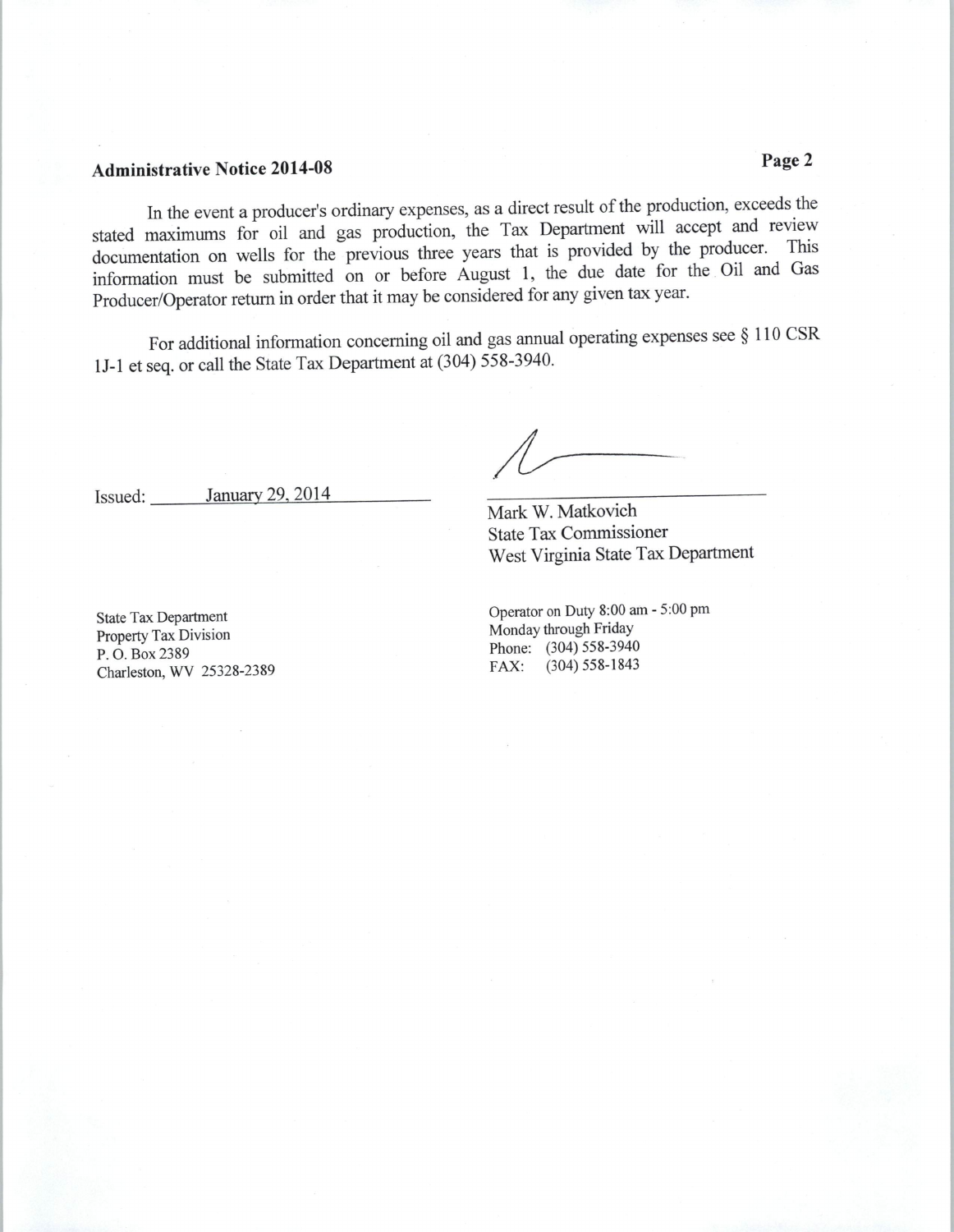**Administrative Notice 2014-08**

In the event a producer's ordinary expenses, as a direct result of the production, exceeds the stated maximums for oil and gas production, the Tax Department will accept and review documentation on wells for the previous three years that is provided by the producer. This information must be submitted on or before August 1, the due date for the Oil and Gas Producer/Operator return in order that it may be considered for any given tax year.

For additional information concerning oil and gas annual operating expenses see § 110 CSR 1J-1 et seq. or call the State Tax Department at (304) 558-3940.

Issued: January 29, 2014

Mark W. Matkovich
State Tax Commissioner
West Virginia State Tax Department

State Tax Department
Property Tax Division
P. O. Box 2389
Charleston, WV 25328-2389

Operator on Duty 8:00 am - 5:00 pm
Monday through Friday
Phone: (304) 558-3940
FAX: (304) 558-1843